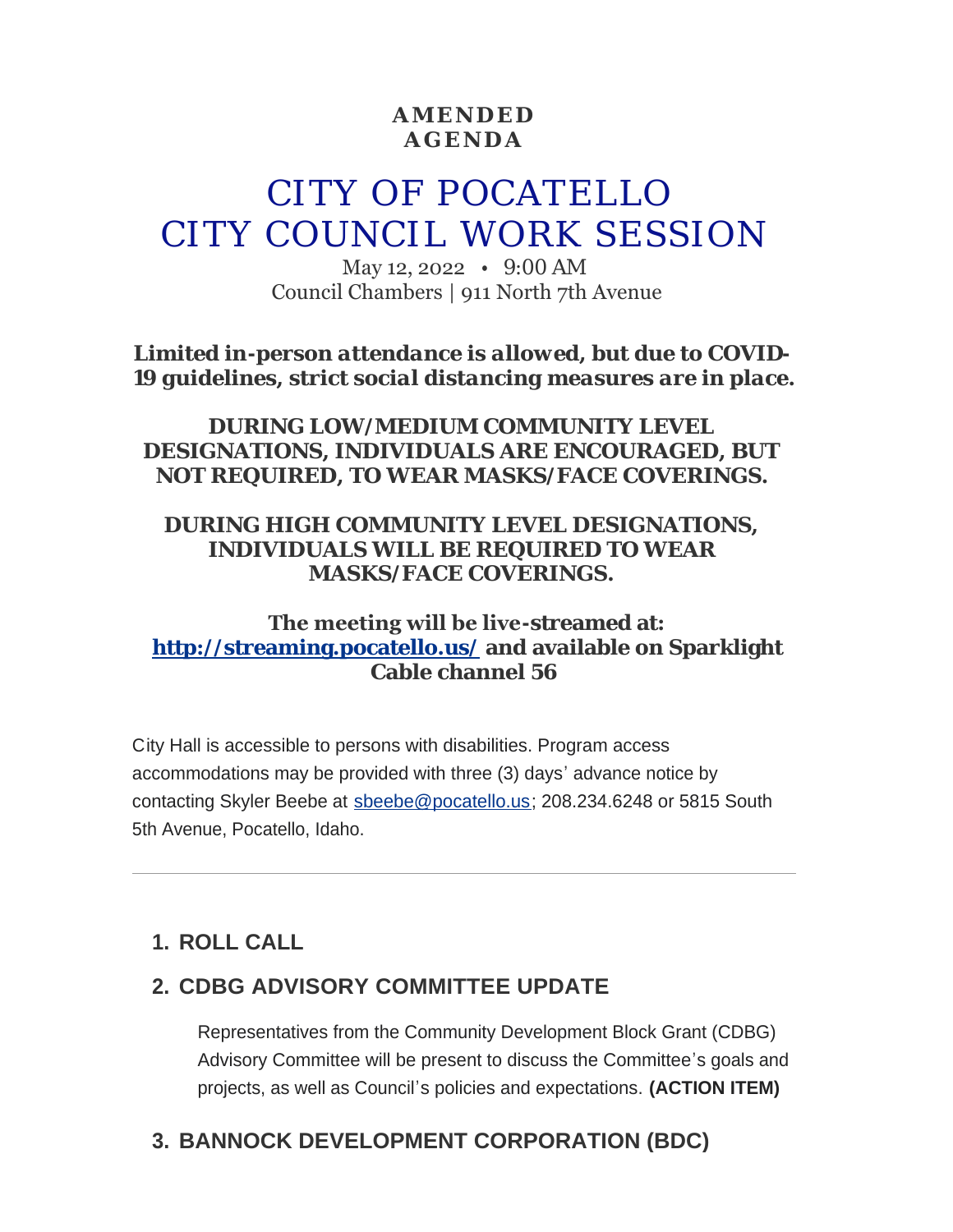**AMENDED AGENDA**

# CITY OF POCATELLO CITY COUNCIL WORK SESSION

May 12, 2022 • 9:00 AM
Council Chambers | 911 North 7th Avenue

***Limited in-person attendance is allowed, but due to COVID-19 guidelines, strict social distancing measures are in place.***

**DURING LOW/MEDIUM COMMUNITY LEVEL DESIGNATIONS, INDIVIDUALS ARE ENCOURAGED, BUT NOT REQUIRED, TO WEAR MASKS/FACE COVERINGS.**

**DURING HIGH COMMUNITY LEVEL DESIGNATIONS, INDIVIDUALS WILL BE REQUIRED TO WEAR MASKS/FACE COVERINGS.**

**The meeting will be live-streamed at: [http://streaming.pocatello.us/](http://streaming.pocatello.us/) and available on Sparklight Cable channel 56**

City Hall is accessible to persons with disabilities. Program access accommodations may be provided with three (3) days' advance notice by contacting Skyler Beebe at [sbeebe@pocatello.us](mailto:sbeebe@pocatello.us); 208.234.6248 or 5815 South 5th Avenue, Pocatello, Idaho.

---

## 1. ROLL CALL

## 2. CDBG ADVISORY COMMITTEE UPDATE

Representatives from the Community Development Block Grant (CDBG) Advisory Committee will be present to discuss the Committee's goals and projects, as well as Council's policies and expectations. **(ACTION ITEM)**

## 3. BANNOCK DEVELOPMENT CORPORATION (BDC)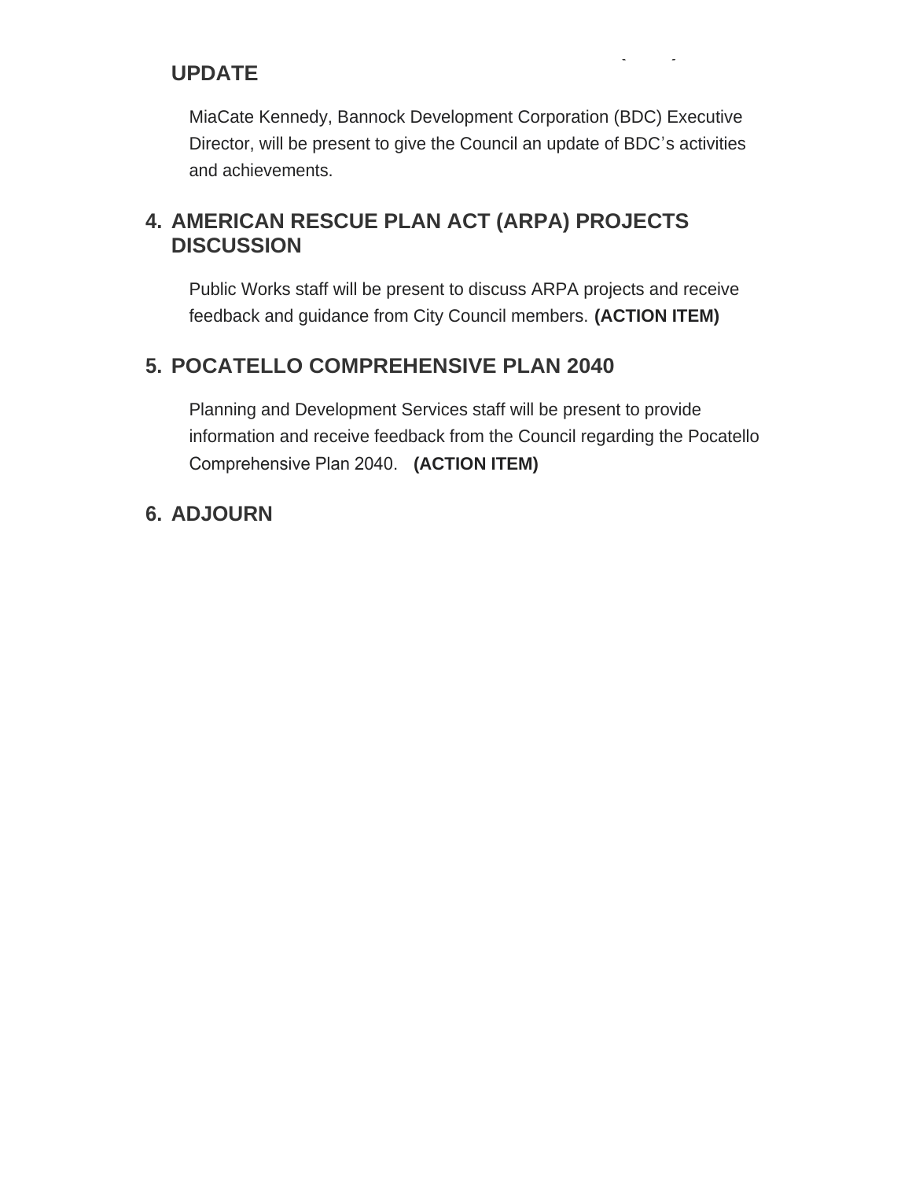**UPDATE**

MiaCate Kennedy, Bannock Development Corporation (BDC) Executive Director, will be present to give the Council an update of BDC's activities and achievements.

## 4. AMERICAN RESCUE PLAN ACT (ARPA) PROJECTS DISCUSSION

Public Works staff will be present to discuss ARPA projects and receive feedback and guidance from City Council members. **(ACTION ITEM)**

## 5. POCATELLO COMPREHENSIVE PLAN 2040

Planning and Development Services staff will be present to provide information and receive feedback from the Council regarding the Pocatello Comprehensive Plan 2040. **(ACTION ITEM)**

## 6. ADJOURN